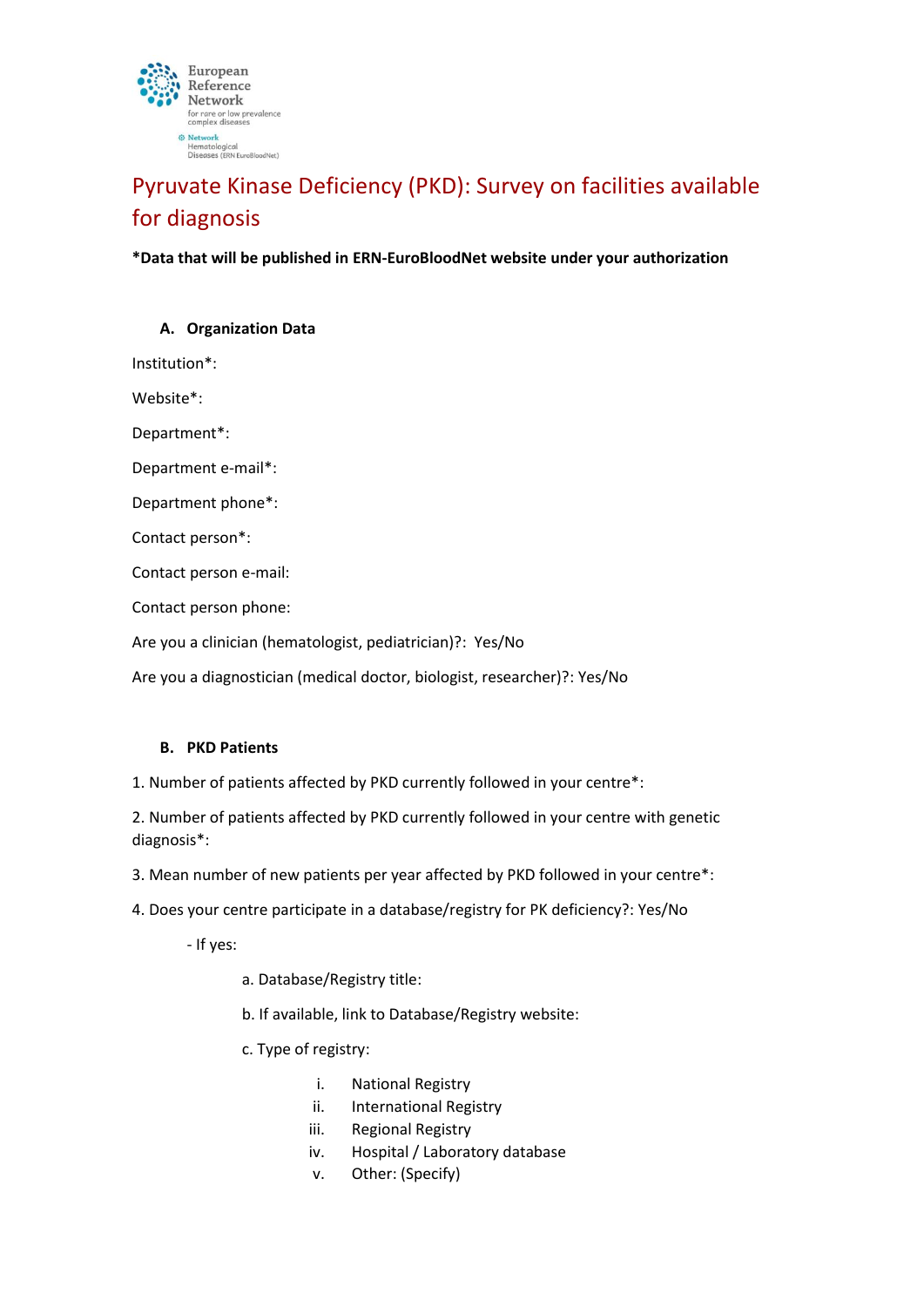European Reference Network
for rare or low prevalence complex diseases

Network Hematological Diseases (ERN EuroBloodNet)

# Pyruvate Kinase Deficiency (PKD): Survey on facilities available for diagnosis

***Data that will be published in ERN-EuroBloodNet website under your authorization**

## A. Organization Data

Institution*:

Website*:

Department*:

Department e-mail*:

Department phone*:

Contact person*:

Contact person e-mail:

Contact person phone:

Are you a clinician (hematologist, pediatrician)?: Yes/No

Are you a diagnostician (medical doctor, biologist, researcher)?: Yes/No

## B. PKD Patients

1. Number of patients affected by PKD currently followed in your centre*:

2. Number of patients affected by PKD currently followed in your centre with genetic diagnosis*:

3. Mean number of new patients per year affected by PKD followed in your centre*:

4. Does your centre participate in a database/registry for PK deficiency?: Yes/No

   - If yes:

     a. Database/Registry title:

     b. If available, link to Database/Registry website:

     c. Type of registry:

        i. National Registry
        ii. International Registry
        iii. Regional Registry
        iv. Hospital / Laboratory database
        v. Other: (Specify)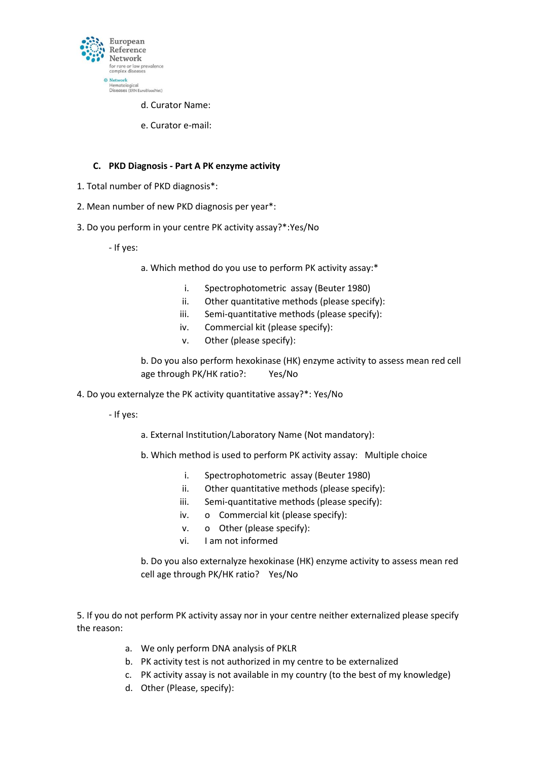d. Curator Name:

e. Curator e-mail:

### C. PKD Diagnosis - Part A PK enzyme activity

1. Total number of PKD diagnosis*:

2. Mean number of new PKD diagnosis per year*:

3. Do you perform in your centre PK activity assay?*:Yes/No

   - If yes:

     a. Which method do you use to perform PK activity assay:*

        i. Spectrophotometric assay (Beuter 1980)
        ii. Other quantitative methods (please specify):
        iii. Semi-quantitative methods (please specify):
        iv. Commercial kit (please specify):
        v. Other (please specify):

     b. Do you also perform hexokinase (HK) enzyme activity to assess mean red cell age through PK/HK ratio?: Yes/No

4. Do you externalyze the PK activity quantitative assay?*: Yes/No

   - If yes:

     a. External Institution/Laboratory Name (Not mandatory):

     b. Which method is used to perform PK activity assay: Multiple choice

        i. Spectrophotometric assay (Beuter 1980)
        ii. Other quantitative methods (please specify):
        iii. Semi-quantitative methods (please specify):
        iv. o Commercial kit (please specify):
        v. o Other (please specify):
        vi. I am not informed

     b. Do you also externalyze hexokinase (HK) enzyme activity to assess mean red cell age through PK/HK ratio? Yes/No

5. If you do not perform PK activity assay nor in your centre neither externalized please specify the reason:

   a. We only perform DNA analysis of PKLR
   b. PK activity test is not authorized in my centre to be externalized
   c. PK activity assay is not available in my country (to the best of my knowledge)
   d. Other (Please, specify):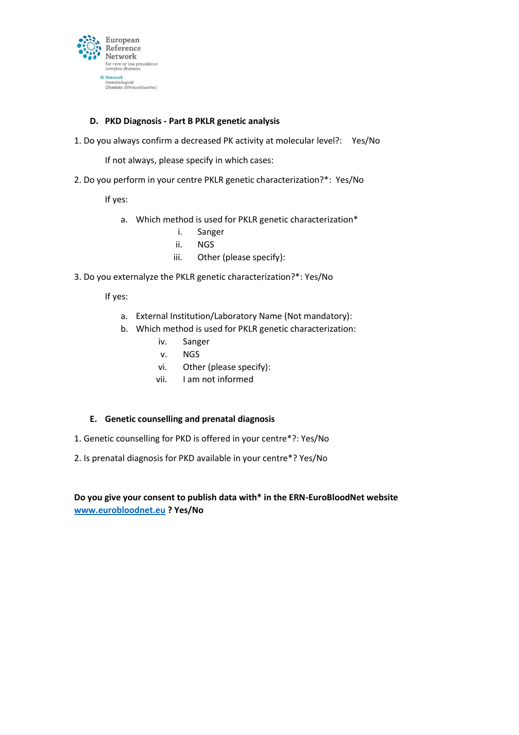## D. PKD Diagnosis - Part B PKLR genetic analysis

1. Do you always confirm a decreased PK activity at molecular level?: Yes/No

   If not always, please specify in which cases:

2. Do you perform in your centre PKLR genetic characterization?*: Yes/No

   If yes:

   a. Which method is used for PKLR genetic characterization*
      i. Sanger
      ii. NGS
      iii. Other (please specify):

3. Do you externalyze the PKLR genetic characterization?*: Yes/No

   If yes:

   a. External Institution/Laboratory Name (Not mandatory):
   b. Which method is used for PKLR genetic characterization:
      iv. Sanger
      v. NGS
      vi. Other (please specify):
      vii. I am not informed

## E. Genetic counselling and prenatal diagnosis

1. Genetic counselling for PKD is offered in your centre*?: Yes/No

2. Is prenatal diagnosis for PKD available in your centre*? Yes/No

**Do you give your consent to publish data with* in the ERN-EuroBloodNet website [www.eurobloodnet.eu](http://www.eurobloodnet.eu) ? Yes/No**